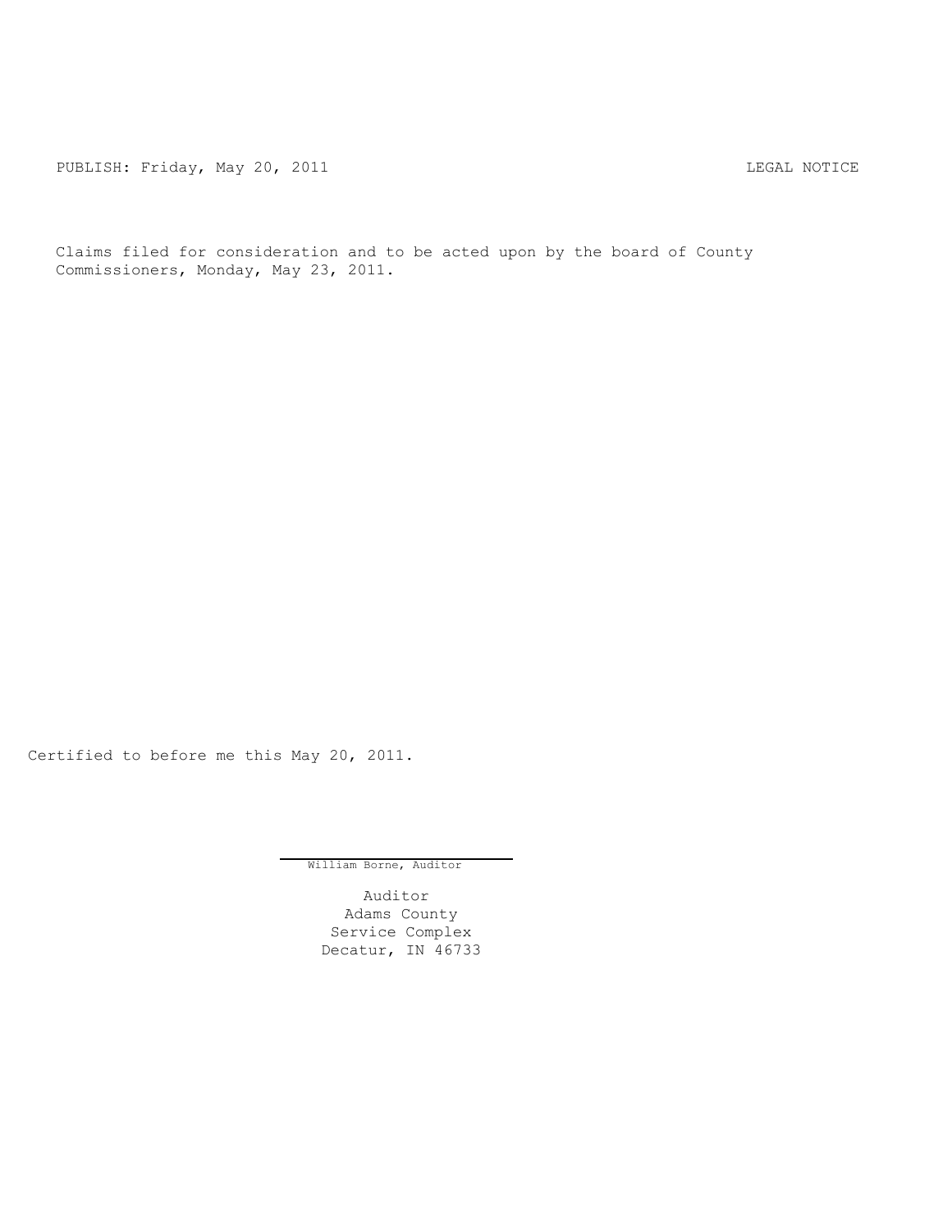PUBLISH: Friday, May 20, 2011 LEGAL NOTICE

Claims filed for consideration and to be acted upon by the board of County Commissioners, Monday, May 23, 2011.

Certified to before me this May 20, 2011.

William Borne, Auditor

Auditor
Adams County
Service Complex
Decatur, IN 46733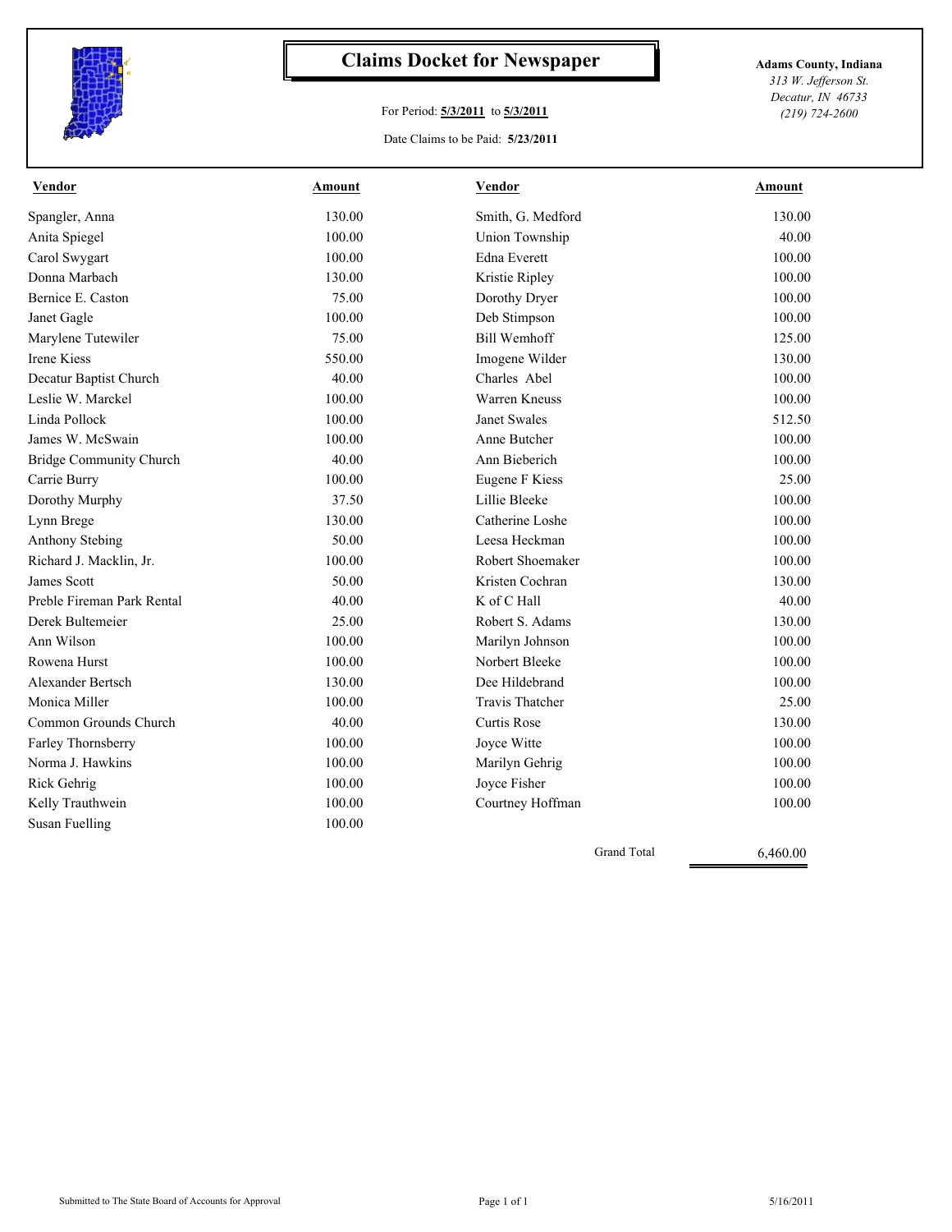# Claims Docket for Newspaper

For Period: **5/3/2011** to **5/3/2011**

Date Claims to be Paid: **5/23/2011**

**Adams County, Indiana**
*313 W. Jefferson St.*
*Decatur, IN 46733*
*(219) 724-2600*

| Vendor | Amount | Vendor | Amount |
|---|---|---|---|
| Spangler, Anna | 130.00 | Smith, G. Medford | 130.00 |
| Anita Spiegel | 100.00 | Union Township | 40.00 |
| Carol Swygart | 100.00 | Edna Everett | 100.00 |
| Donna Marbach | 130.00 | Kristie Ripley | 100.00 |
| Bernice E. Caston | 75.00 | Dorothy Dryer | 100.00 |
| Janet Gagle | 100.00 | Deb Stimpson | 100.00 |
| Marylene Tutewiler | 75.00 | Bill Wemhoff | 125.00 |
| Irene Kiess | 550.00 | Imogene Wilder | 130.00 |
| Decatur Baptist Church | 40.00 | Charles Abel | 100.00 |
| Leslie W. Marckel | 100.00 | Warren Kneuss | 100.00 |
| Linda Pollock | 100.00 | Janet Swales | 512.50 |
| James W. McSwain | 100.00 | Anne Butcher | 100.00 |
| Bridge Community Church | 40.00 | Ann Bieberich | 100.00 |
| Carrie Burry | 100.00 | Eugene F Kiess | 25.00 |
| Dorothy Murphy | 37.50 | Lillie Bleeke | 100.00 |
| Lynn Brege | 130.00 | Catherine Loshe | 100.00 |
| Anthony Stebing | 50.00 | Leesa Heckman | 100.00 |
| Richard J. Macklin, Jr. | 100.00 | Robert Shoemaker | 100.00 |
| James Scott | 50.00 | Kristen Cochran | 130.00 |
| Preble Fireman Park Rental | 40.00 | K of C Hall | 40.00 |
| Derek Bultemeier | 25.00 | Robert S. Adams | 130.00 |
| Ann Wilson | 100.00 | Marilyn Johnson | 100.00 |
| Rowena Hurst | 100.00 | Norbert Bleeke | 100.00 |
| Alexander Bertsch | 130.00 | Dee Hildebrand | 100.00 |
| Monica Miller | 100.00 | Travis Thatcher | 25.00 |
| Common Grounds Church | 40.00 | Curtis Rose | 130.00 |
| Farley Thornsberry | 100.00 | Joyce Witte | 100.00 |
| Norma J. Hawkins | 100.00 | Marilyn Gehrig | 100.00 |
| Rick Gehrig | 100.00 | Joyce Fisher | 100.00 |
| Kelly Trauthwein | 100.00 | Courtney Hoffman | 100.00 |
| Susan Fuelling | 100.00 | | |
| | | Grand Total | 6,460.00 |

Submitted to The State Board of Accounts for Approval

5/16/2011